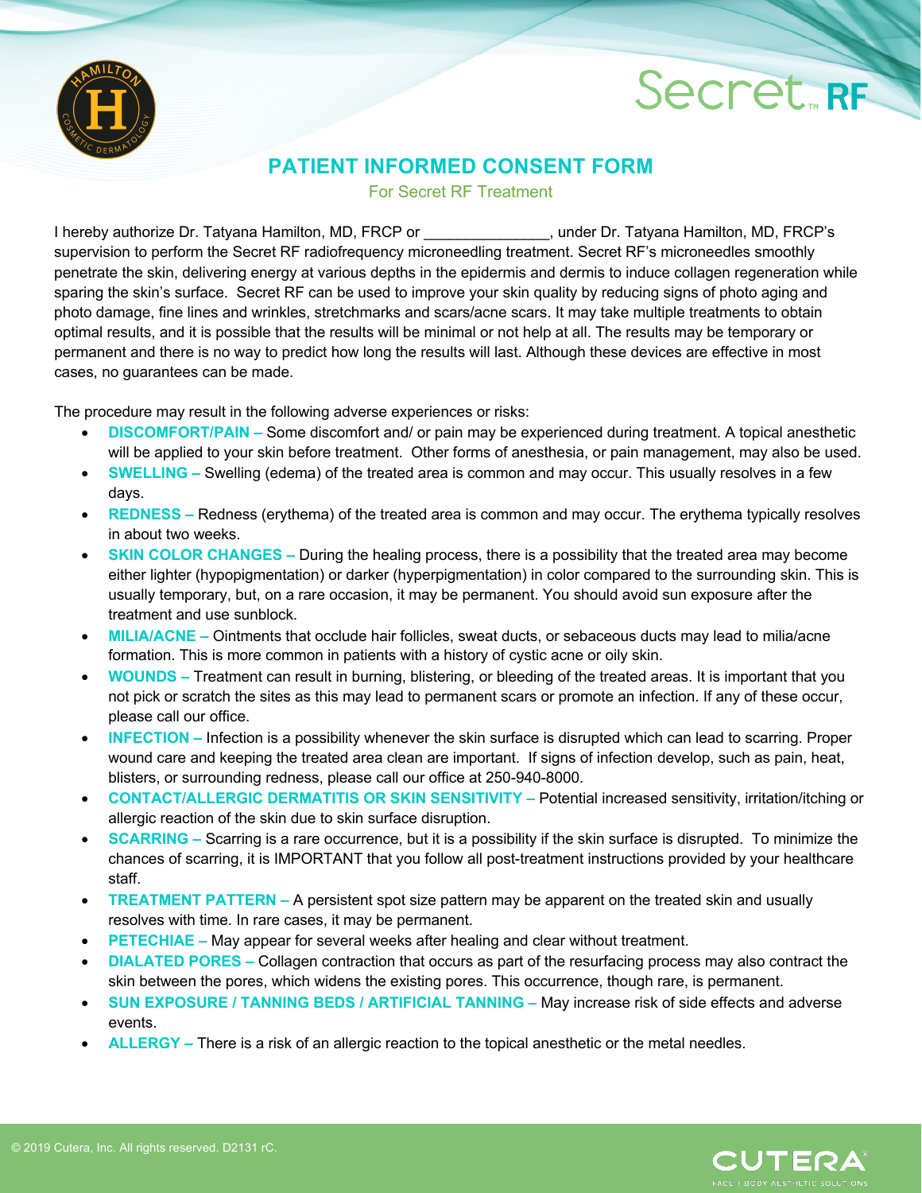# PATIENT INFORMED CONSENT FORM

For Secret RF Treatment

I hereby authorize Dr. Tatyana Hamilton, MD, FRCP or _______________, under Dr. Tatyana Hamilton, MD, FRCP's supervision to perform the Secret RF radiofrequency microneedling treatment. Secret RF's microneedles smoothly penetrate the skin, delivering energy at various depths in the epidermis and dermis to induce collagen regeneration while sparing the skin's surface. Secret RF can be used to improve your skin quality by reducing signs of photo aging and photo damage, fine lines and wrinkles, stretchmarks and scars/acne scars. It may take multiple treatments to obtain optimal results, and it is possible that the results will be minimal or not help at all. The results may be temporary or permanent and there is no way to predict how long the results will last. Although these devices are effective in most cases, no guarantees can be made.

The procedure may result in the following adverse experiences or risks:

- **DISCOMFORT/PAIN –** Some discomfort and/ or pain may be experienced during treatment. A topical anesthetic will be applied to your skin before treatment. Other forms of anesthesia, or pain management, may also be used.
- **SWELLING –** Swelling (edema) of the treated area is common and may occur. This usually resolves in a few days.
- **REDNESS –** Redness (erythema) of the treated area is common and may occur. The erythema typically resolves in about two weeks.
- **SKIN COLOR CHANGES –** During the healing process, there is a possibility that the treated area may become either lighter (hypopigmentation) or darker (hyperpigmentation) in color compared to the surrounding skin. This is usually temporary, but, on a rare occasion, it may be permanent. You should avoid sun exposure after the treatment and use sunblock.
- **MILIA/ACNE –** Ointments that occlude hair follicles, sweat ducts, or sebaceous ducts may lead to milia/acne formation. This is more common in patients with a history of cystic acne or oily skin.
- **WOUNDS –** Treatment can result in burning, blistering, or bleeding of the treated areas. It is important that you not pick or scratch the sites as this may lead to permanent scars or promote an infection. If any of these occur, please call our office.
- **INFECTION –** Infection is a possibility whenever the skin surface is disrupted which can lead to scarring. Proper wound care and keeping the treated area clean are important. If signs of infection develop, such as pain, heat, blisters, or surrounding redness, please call our office at 250-940-8000.
- **CONTACT/ALLERGIC DERMATITIS OR SKIN SENSITIVITY –** Potential increased sensitivity, irritation/itching or allergic reaction of the skin due to skin surface disruption.
- **SCARRING –** Scarring is a rare occurrence, but it is a possibility if the skin surface is disrupted. To minimize the chances of scarring, it is IMPORTANT that you follow all post-treatment instructions provided by your healthcare staff.
- **TREATMENT PATTERN –** A persistent spot size pattern may be apparent on the treated skin and usually resolves with time. In rare cases, it may be permanent.
- **PETECHIAE –** May appear for several weeks after healing and clear without treatment.
- **DIALATED PORES –** Collagen contraction that occurs as part of the resurfacing process may also contract the skin between the pores, which widens the existing pores. This occurrence, though rare, is permanent.
- **SUN EXPOSURE / TANNING BEDS / ARTIFICIAL TANNING –** May increase risk of side effects and adverse events.
- **ALLERGY –** There is a risk of an allergic reaction to the topical anesthetic or the metal needles.

© 2019 Cutera, Inc. All rights reserved. D2131 rC.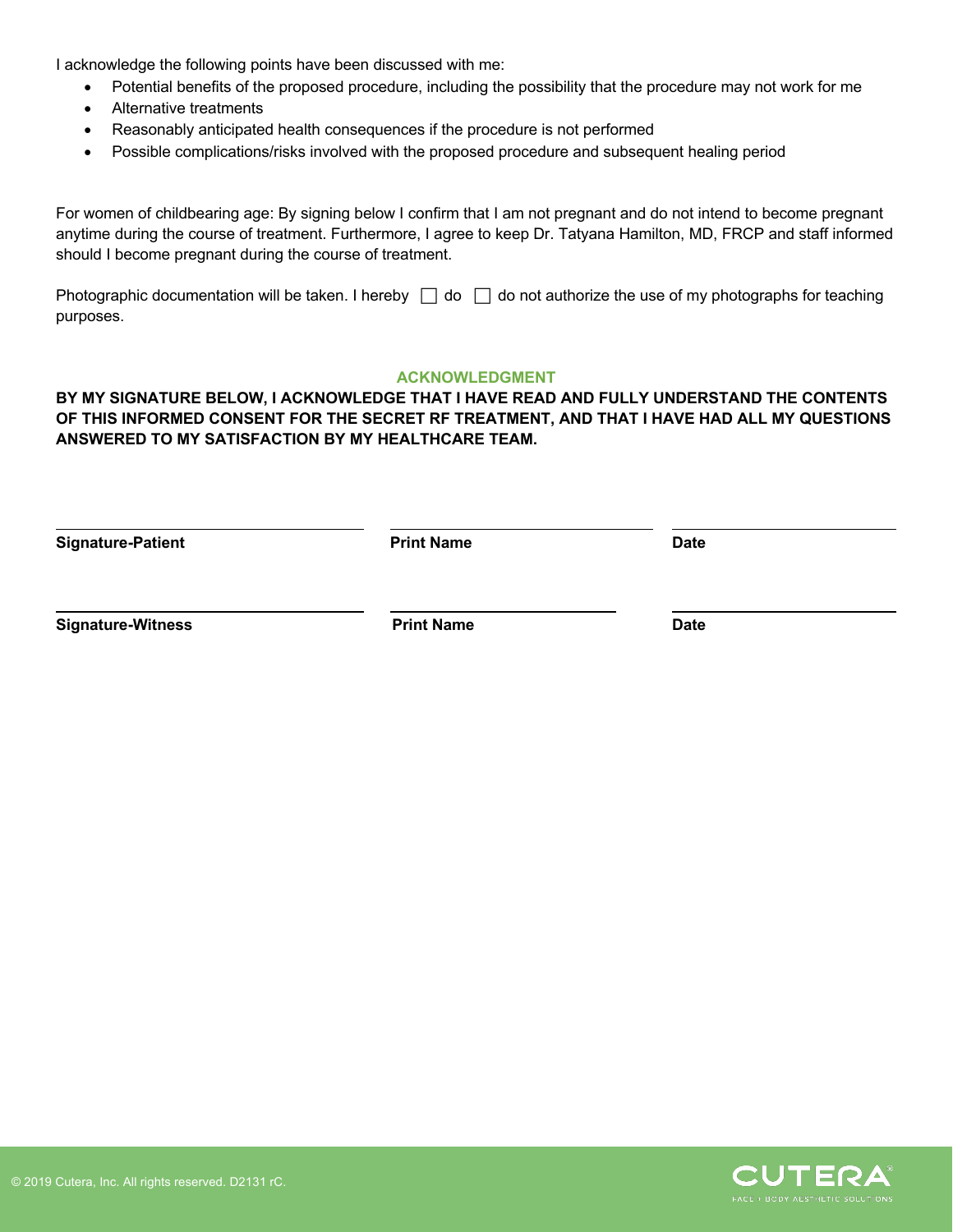I acknowledge the following points have been discussed with me:

- Potential benefits of the proposed procedure, including the possibility that the procedure may not work for me
- Alternative treatments
- Reasonably anticipated health consequences if the procedure is not performed
- Possible complications/risks involved with the proposed procedure and subsequent healing period

For women of childbearing age: By signing below I confirm that I am not pregnant and do not intend to become pregnant anytime during the course of treatment. Furthermore, I agree to keep Dr. Tatyana Hamilton, MD, FRCP and staff informed should I become pregnant during the course of treatment.

Photographic documentation will be taken. I hereby ☐ do ☐ do not authorize the use of my photographs for teaching purposes.

## ACKNOWLEDGMENT

**BY MY SIGNATURE BELOW, I ACKNOWLEDGE THAT I HAVE READ AND FULLY UNDERSTAND THE CONTENTS OF THIS INFORMED CONSENT FOR THE SECRET RF TREATMENT, AND THAT I HAVE HAD ALL MY QUESTIONS ANSWERED TO MY SATISFACTION BY MY HEALTHCARE TEAM.**

| | | |
|---|---|---|
| **Signature-Patient** | **Print Name** | **Date** |
| **Signature-Witness** | **Print Name** | **Date** |

© 2019 Cutera, Inc. All rights reserved. D2131 rC.

CUTERA®
FACE + BODY AESTHETIC SOLUTIONS